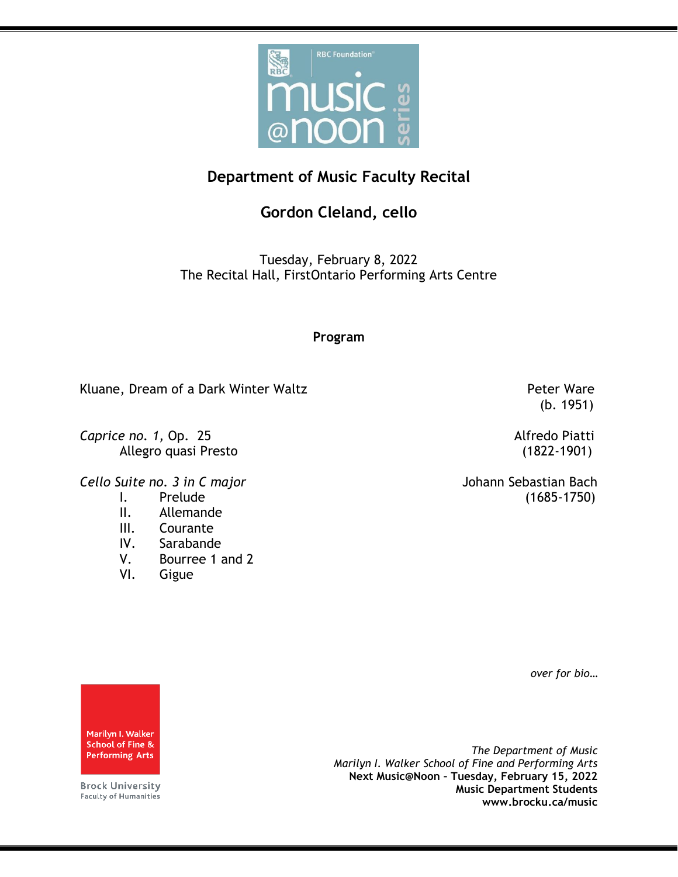RBC Foundation
music @noon series

## Department of Music Faculty Recital

## Gordon Cleland, cello

Tuesday, February 8, 2022
The Recital Hall, FirstOntario Performing Arts Centre

### Program

Kluane, Dream of a Dark Winter Waltz — Peter Ware (b. 1951)

*Caprice no. 1,* Op. 25 — Alfredo Piatti (1822-1901)
Allegro quasi Presto

*Cello Suite no. 3 in C major* — Johann Sebastian Bach (1685-1750)

- I. Prelude
- II. Allemande
- III. Courante
- IV. Sarabande
- V. Bourree 1 and 2
- VI. Gigue

*over for bio…*

Marilyn I. Walker School of Fine & Performing Arts
Brock University
Faculty of Humanities

*The Department of Music*
*Marilyn I. Walker School of Fine and Performing Arts*
**Next Music@Noon – Tuesday, February 15, 2022**
**Music Department Students**
**www.brocku.ca/music**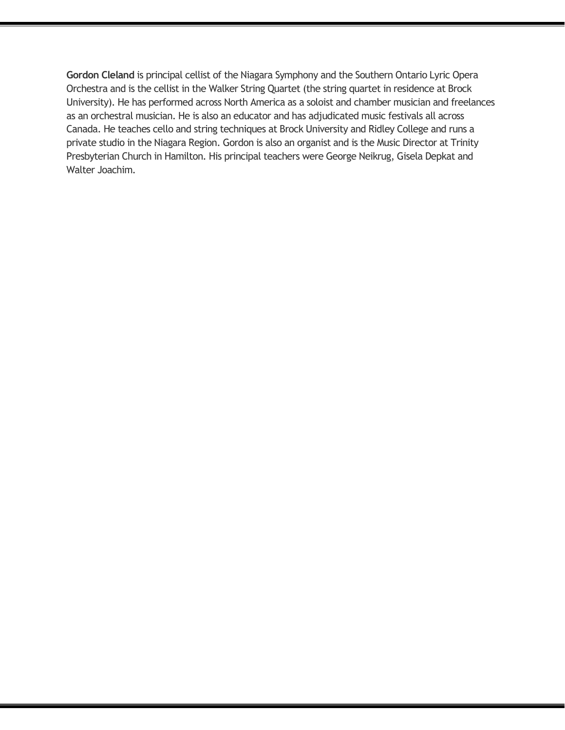**Gordon Cleland** is principal cellist of the Niagara Symphony and the Southern Ontario Lyric Opera Orchestra and is the cellist in the Walker String Quartet (the string quartet in residence at Brock University). He has performed across North America as a soloist and chamber musician and freelances as an orchestral musician. He is also an educator and has adjudicated music festivals all across Canada. He teaches cello and string techniques at Brock University and Ridley College and runs a private studio in the Niagara Region. Gordon is also an organist and is the Music Director at Trinity Presbyterian Church in Hamilton. His principal teachers were George Neikrug, Gisela Depkat and Walter Joachim.